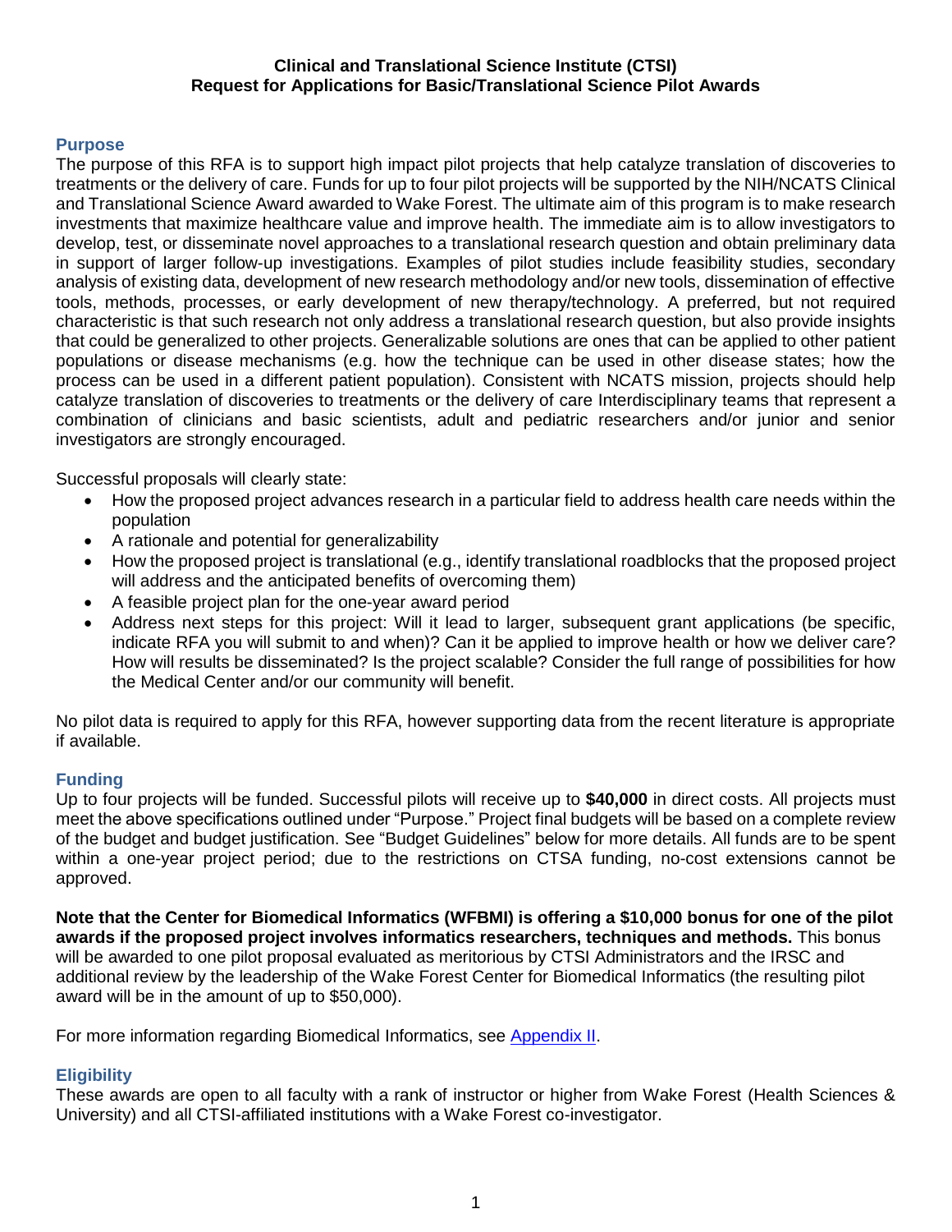**Clinical and Translational Science Institute (CTSI)**
**Request for Applications for Basic/Translational Science Pilot Awards**

## Purpose

The purpose of this RFA is to support high impact pilot projects that help catalyze translation of discoveries to treatments or the delivery of care. Funds for up to four pilot projects will be supported by the NIH/NCATS Clinical and Translational Science Award awarded to Wake Forest. The ultimate aim of this program is to make research investments that maximize healthcare value and improve health. The immediate aim is to allow investigators to develop, test, or disseminate novel approaches to a translational research question and obtain preliminary data in support of larger follow-up investigations. Examples of pilot studies include feasibility studies, secondary analysis of existing data, development of new research methodology and/or new tools, dissemination of effective tools, methods, processes, or early development of new therapy/technology. A preferred, but not required characteristic is that such research not only address a translational research question, but also provide insights that could be generalized to other projects. Generalizable solutions are ones that can be applied to other patient populations or disease mechanisms (e.g. how the technique can be used in other disease states; how the process can be used in a different patient population). Consistent with NCATS mission, projects should help catalyze translation of discoveries to treatments or the delivery of care Interdisciplinary teams that represent a combination of clinicians and basic scientists, adult and pediatric researchers and/or junior and senior investigators are strongly encouraged.

Successful proposals will clearly state:

- How the proposed project advances research in a particular field to address health care needs within the population
- A rationale and potential for generalizability
- How the proposed project is translational (e.g., identify translational roadblocks that the proposed project will address and the anticipated benefits of overcoming them)
- A feasible project plan for the one-year award period
- Address next steps for this project: Will it lead to larger, subsequent grant applications (be specific, indicate RFA you will submit to and when)? Can it be applied to improve health or how we deliver care? How will results be disseminated? Is the project scalable? Consider the full range of possibilities for how the Medical Center and/or our community will benefit.

No pilot data is required to apply for this RFA, however supporting data from the recent literature is appropriate if available.

## Funding

Up to four projects will be funded. Successful pilots will receive up to **$40,000** in direct costs. All projects must meet the above specifications outlined under "Purpose." Project final budgets will be based on a complete review of the budget and budget justification. See "Budget Guidelines" below for more details. All funds are to be spent within a one-year project period; due to the restrictions on CTSA funding, no-cost extensions cannot be approved.

**Note that the Center for Biomedical Informatics (WFBMI) is offering a $10,000 bonus for one of the pilot awards if the proposed project involves informatics researchers, techniques and methods.** This bonus will be awarded to one pilot proposal evaluated as meritorious by CTSI Administrators and the IRSC and additional review by the leadership of the Wake Forest Center for Biomedical Informatics (the resulting pilot award will be in the amount of up to $50,000).

For more information regarding Biomedical Informatics, see [Appendix II](#).

## Eligibility

These awards are open to all faculty with a rank of instructor or higher from Wake Forest (Health Sciences & University) and all CTSI-affiliated institutions with a Wake Forest co-investigator.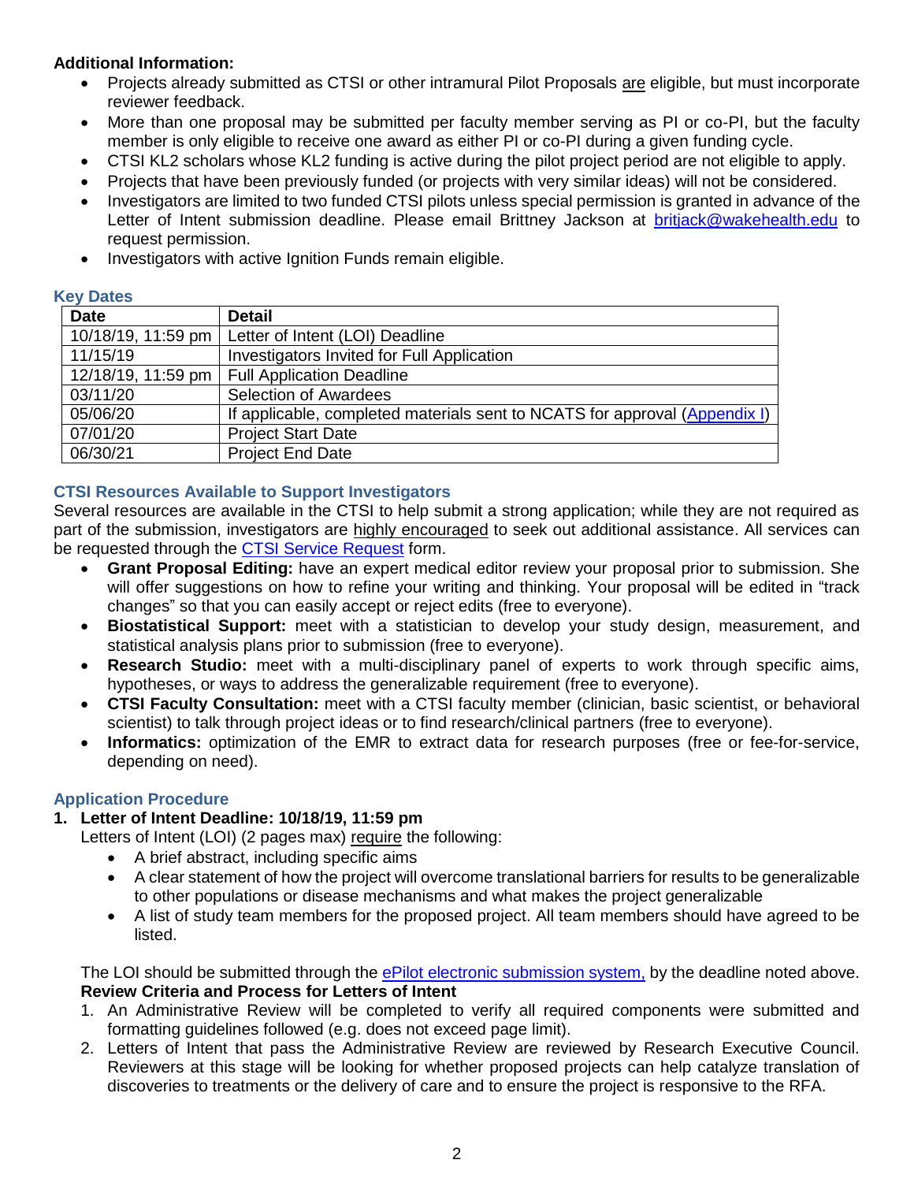**Additional Information:**

- Projects already submitted as CTSI or other intramural Pilot Proposals are eligible, but must incorporate reviewer feedback.
- More than one proposal may be submitted per faculty member serving as PI or co-PI, but the faculty member is only eligible to receive one award as either PI or co-PI during a given funding cycle.
- CTSI KL2 scholars whose KL2 funding is active during the pilot project period are not eligible to apply.
- Projects that have been previously funded (or projects with very similar ideas) will not be considered.
- Investigators are limited to two funded CTSI pilots unless special permission is granted in advance of the Letter of Intent submission deadline. Please email Brittney Jackson at britjack@wakehealth.edu to request permission.
- Investigators with active Ignition Funds remain eligible.

### Key Dates

| Date | Detail |
|---|---|
| 10/18/19, 11:59 pm | Letter of Intent (LOI) Deadline |
| 11/15/19 | Investigators Invited for Full Application |
| 12/18/19, 11:59 pm | Full Application Deadline |
| 03/11/20 | Selection of Awardees |
| 05/06/20 | If applicable, completed materials sent to NCATS for approval (Appendix I) |
| 07/01/20 | Project Start Date |
| 06/30/21 | Project End Date |

### CTSI Resources Available to Support Investigators

Several resources are available in the CTSI to help submit a strong application; while they are not required as part of the submission, investigators are highly encouraged to seek out additional assistance. All services can be requested through the CTSI Service Request form.

- **Grant Proposal Editing:** have an expert medical editor review your proposal prior to submission. She will offer suggestions on how to refine your writing and thinking. Your proposal will be edited in "track changes" so that you can easily accept or reject edits (free to everyone).
- **Biostatistical Support:** meet with a statistician to develop your study design, measurement, and statistical analysis plans prior to submission (free to everyone).
- **Research Studio:** meet with a multi-disciplinary panel of experts to work through specific aims, hypotheses, or ways to address the generalizable requirement (free to everyone).
- **CTSI Faculty Consultation:** meet with a CTSI faculty member (clinician, basic scientist, or behavioral scientist) to talk through project ideas or to find research/clinical partners (free to everyone).
- **Informatics:** optimization of the EMR to extract data for research purposes (free or fee-for-service, depending on need).

### Application Procedure

1. **Letter of Intent Deadline: 10/18/19, 11:59 pm**

   Letters of Intent (LOI) (2 pages max) require the following:

   - A brief abstract, including specific aims
   - A clear statement of how the project will overcome translational barriers for results to be generalizable to other populations or disease mechanisms and what makes the project generalizable
   - A list of study team members for the proposed project. All team members should have agreed to be listed.

   The LOI should be submitted through the ePilot electronic submission system, by the deadline noted above.

   **Review Criteria and Process for Letters of Intent**

   1. An Administrative Review will be completed to verify all required components were submitted and formatting guidelines followed (e.g. does not exceed page limit).
   2. Letters of Intent that pass the Administrative Review are reviewed by Research Executive Council. Reviewers at this stage will be looking for whether proposed projects can help catalyze translation of discoveries to treatments or the delivery of care and to ensure the project is responsive to the RFA.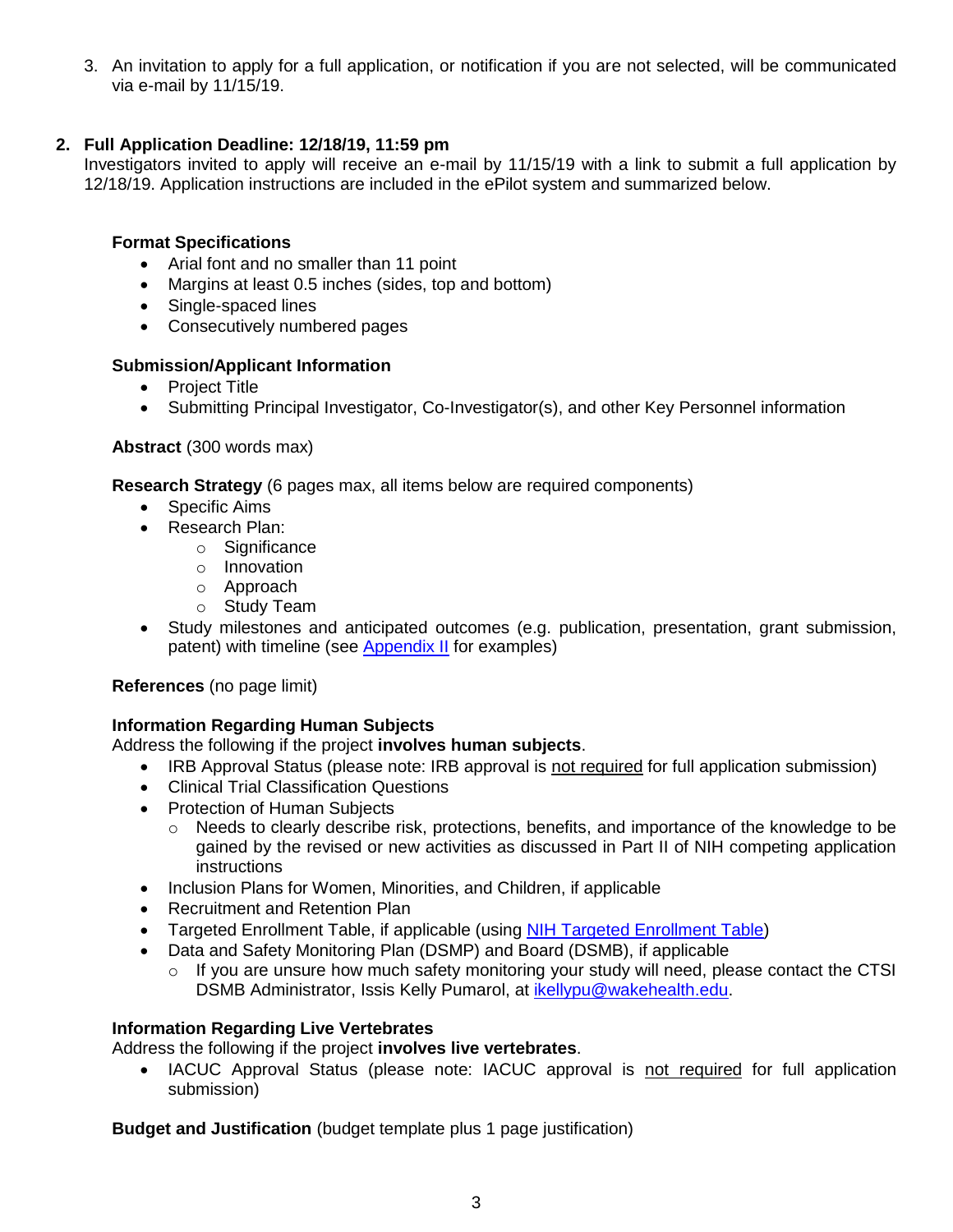3. An invitation to apply for a full application, or notification if you are not selected, will be communicated via e-mail by 11/15/19.

## 2. Full Application Deadline: 12/18/19, 11:59 pm

Investigators invited to apply will receive an e-mail by 11/15/19 with a link to submit a full application by 12/18/19. Application instructions are included in the ePilot system and summarized below.

**Format Specifications**

- Arial font and no smaller than 11 point
- Margins at least 0.5 inches (sides, top and bottom)
- Single-spaced lines
- Consecutively numbered pages

**Submission/Applicant Information**

- Project Title
- Submitting Principal Investigator, Co-Investigator(s), and other Key Personnel information

**Abstract** (300 words max)

**Research Strategy** (6 pages max, all items below are required components)

- Specific Aims
- Research Plan:
  - Significance
  - Innovation
  - Approach
  - Study Team
- Study milestones and anticipated outcomes (e.g. publication, presentation, grant submission, patent) with timeline (see Appendix II for examples)

**References** (no page limit)

**Information Regarding Human Subjects**

Address the following if the project **involves human subjects**.

- IRB Approval Status (please note: IRB approval is <u>not required</u> for full application submission)
- Clinical Trial Classification Questions
- Protection of Human Subjects
  - Needs to clearly describe risk, protections, benefits, and importance of the knowledge to be gained by the revised or new activities as discussed in Part II of NIH competing application instructions
- Inclusion Plans for Women, Minorities, and Children, if applicable
- Recruitment and Retention Plan
- Targeted Enrollment Table, if applicable (using NIH Targeted Enrollment Table)
- Data and Safety Monitoring Plan (DSMP) and Board (DSMB), if applicable
  - If you are unsure how much safety monitoring your study will need, please contact the CTSI DSMB Administrator, Issis Kelly Pumarol, at ikellypu@wakehealth.edu.

**Information Regarding Live Vertebrates**

Address the following if the project **involves live vertebrates**.

- IACUC Approval Status (please note: IACUC approval is <u>not required</u> for full application submission)

**Budget and Justification** (budget template plus 1 page justification)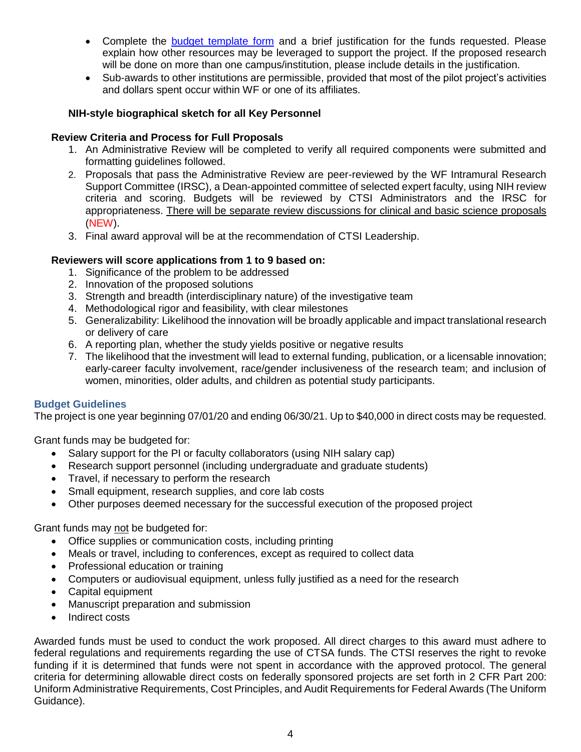- Complete the [budget template form](budget template form) and a brief justification for the funds requested. Please explain how other resources may be leveraged to support the project. If the proposed research will be done on more than one campus/institution, please include details in the justification.
- Sub-awards to other institutions are permissible, provided that most of the pilot project's activities and dollars spent occur within WF or one of its affiliates.

**NIH-style biographical sketch for all Key Personnel**

**Review Criteria and Process for Full Proposals**

1. An Administrative Review will be completed to verify all required components were submitted and formatting guidelines followed.
2. Proposals that pass the Administrative Review are peer-reviewed by the WF Intramural Research Support Committee (IRSC), a Dean-appointed committee of selected expert faculty, using NIH review criteria and scoring. Budgets will be reviewed by CTSI Administrators and the IRSC for appropriateness. <u>There will be separate review discussions for clinical and basic science proposals</u> (NEW).
3. Final award approval will be at the recommendation of CTSI Leadership.

**Reviewers will score applications from 1 to 9 based on:**

1. Significance of the problem to be addressed
2. Innovation of the proposed solutions
3. Strength and breadth (interdisciplinary nature) of the investigative team
4. Methodological rigor and feasibility, with clear milestones
5. Generalizability: Likelihood the innovation will be broadly applicable and impact translational research or delivery of care
6. A reporting plan, whether the study yields positive or negative results
7. The likelihood that the investment will lead to external funding, publication, or a licensable innovation; early-career faculty involvement, race/gender inclusiveness of the research team; and inclusion of women, minorities, older adults, and children as potential study participants.

## Budget Guidelines

The project is one year beginning 07/01/20 and ending 06/30/21. Up to $40,000 in direct costs may be requested.

Grant funds may be budgeted for:

- Salary support for the PI or faculty collaborators (using NIH salary cap)
- Research support personnel (including undergraduate and graduate students)
- Travel, if necessary to perform the research
- Small equipment, research supplies, and core lab costs
- Other purposes deemed necessary for the successful execution of the proposed project

Grant funds may <u>not</u> be budgeted for:

- Office supplies or communication costs, including printing
- Meals or travel, including to conferences, except as required to collect data
- Professional education or training
- Computers or audiovisual equipment, unless fully justified as a need for the research
- Capital equipment
- Manuscript preparation and submission
- Indirect costs

Awarded funds must be used to conduct the work proposed. All direct charges to this award must adhere to federal regulations and requirements regarding the use of CTSA funds. The CTSI reserves the right to revoke funding if it is determined that funds were not spent in accordance with the approved protocol. The general criteria for determining allowable direct costs on federally sponsored projects are set forth in 2 CFR Part 200: Uniform Administrative Requirements, Cost Principles, and Audit Requirements for Federal Awards (The Uniform Guidance).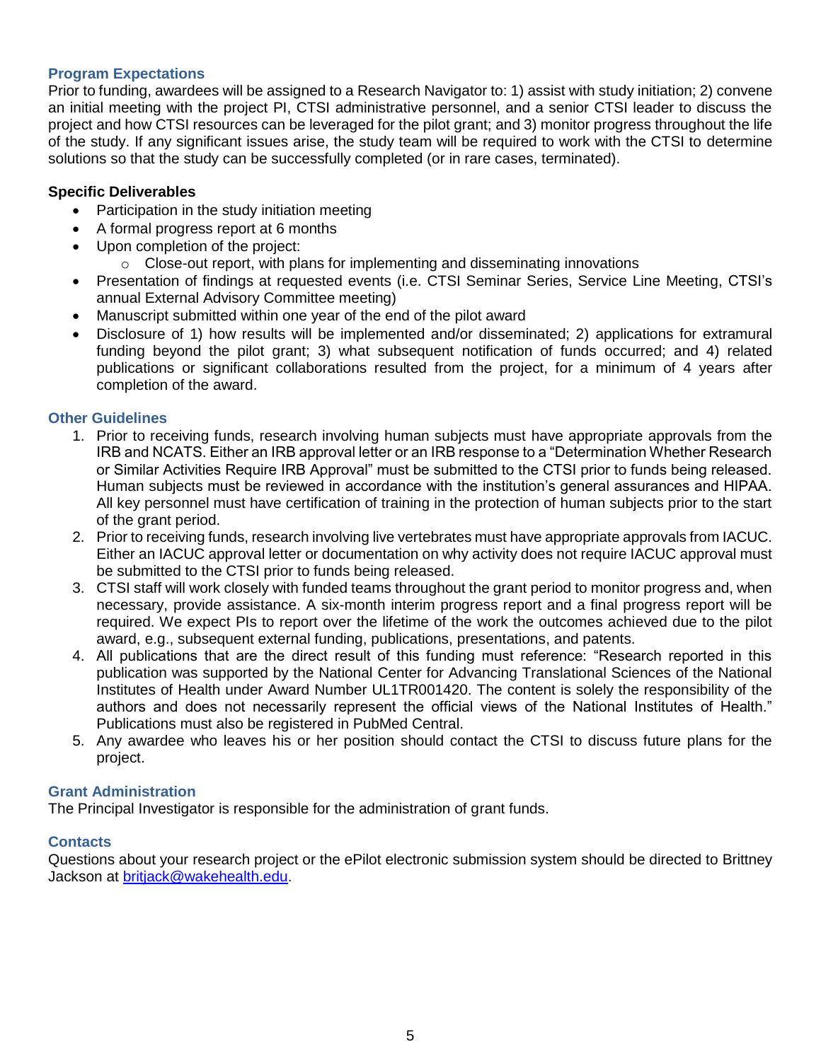## Program Expectations

Prior to funding, awardees will be assigned to a Research Navigator to: 1) assist with study initiation; 2) convene an initial meeting with the project PI, CTSI administrative personnel, and a senior CTSI leader to discuss the project and how CTSI resources can be leveraged for the pilot grant; and 3) monitor progress throughout the life of the study. If any significant issues arise, the study team will be required to work with the CTSI to determine solutions so that the study can be successfully completed (or in rare cases, terminated).

**Specific Deliverables**

- Participation in the study initiation meeting
- A formal progress report at 6 months
- Upon completion of the project:
  - Close-out report, with plans for implementing and disseminating innovations
- Presentation of findings at requested events (i.e. CTSI Seminar Series, Service Line Meeting, CTSI's annual External Advisory Committee meeting)
- Manuscript submitted within one year of the end of the pilot award
- Disclosure of 1) how results will be implemented and/or disseminated; 2) applications for extramural funding beyond the pilot grant; 3) what subsequent notification of funds occurred; and 4) related publications or significant collaborations resulted from the project, for a minimum of 4 years after completion of the award.

## Other Guidelines

1. Prior to receiving funds, research involving human subjects must have appropriate approvals from the IRB and NCATS. Either an IRB approval letter or an IRB response to a "Determination Whether Research or Similar Activities Require IRB Approval" must be submitted to the CTSI prior to funds being released. Human subjects must be reviewed in accordance with the institution's general assurances and HIPAA. All key personnel must have certification of training in the protection of human subjects prior to the start of the grant period.
2. Prior to receiving funds, research involving live vertebrates must have appropriate approvals from IACUC. Either an IACUC approval letter or documentation on why activity does not require IACUC approval must be submitted to the CTSI prior to funds being released.
3. CTSI staff will work closely with funded teams throughout the grant period to monitor progress and, when necessary, provide assistance. A six-month interim progress report and a final progress report will be required. We expect PIs to report over the lifetime of the work the outcomes achieved due to the pilot award, e.g., subsequent external funding, publications, presentations, and patents.
4. All publications that are the direct result of this funding must reference: "Research reported in this publication was supported by the National Center for Advancing Translational Sciences of the National Institutes of Health under Award Number UL1TR001420. The content is solely the responsibility of the authors and does not necessarily represent the official views of the National Institutes of Health." Publications must also be registered in PubMed Central.
5. Any awardee who leaves his or her position should contact the CTSI to discuss future plans for the project.

## Grant Administration

The Principal Investigator is responsible for the administration of grant funds.

## Contacts

Questions about your research project or the ePilot electronic submission system should be directed to Brittney Jackson at britjack@wakehealth.edu.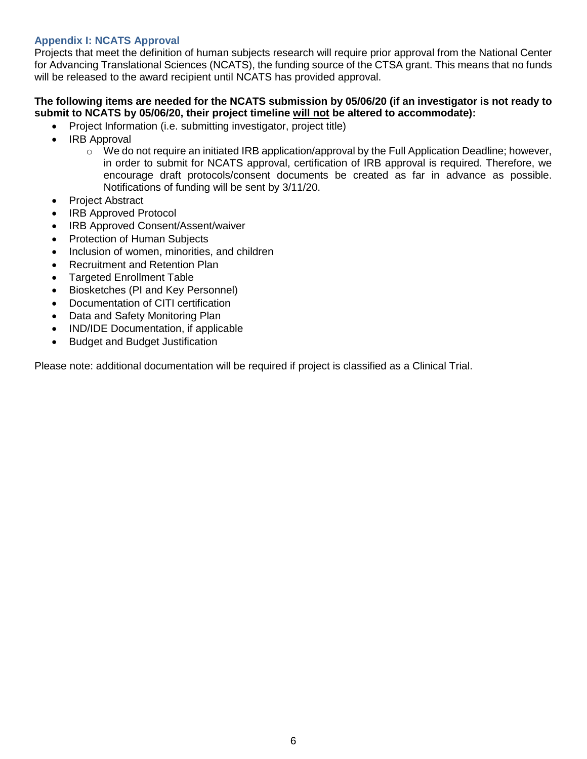### Appendix I: NCATS Approval

Projects that meet the definition of human subjects research will require prior approval from the National Center for Advancing Translational Sciences (NCATS), the funding source of the CTSA grant. This means that no funds will be released to the award recipient until NCATS has provided approval.

**The following items are needed for the NCATS submission by 05/06/20 (if an investigator is not ready to submit to NCATS by 05/06/20, their project timeline <u>will not</u> be altered to accommodate):**

- Project Information (i.e. submitting investigator, project title)
- IRB Approval
  - We do not require an initiated IRB application/approval by the Full Application Deadline; however, in order to submit for NCATS approval, certification of IRB approval is required. Therefore, we encourage draft protocols/consent documents be created as far in advance as possible. Notifications of funding will be sent by 3/11/20.
- Project Abstract
- IRB Approved Protocol
- IRB Approved Consent/Assent/waiver
- Protection of Human Subjects
- Inclusion of women, minorities, and children
- Recruitment and Retention Plan
- Targeted Enrollment Table
- Biosketches (PI and Key Personnel)
- Documentation of CITI certification
- Data and Safety Monitoring Plan
- IND/IDE Documentation, if applicable
- Budget and Budget Justification

Please note: additional documentation will be required if project is classified as a Clinical Trial.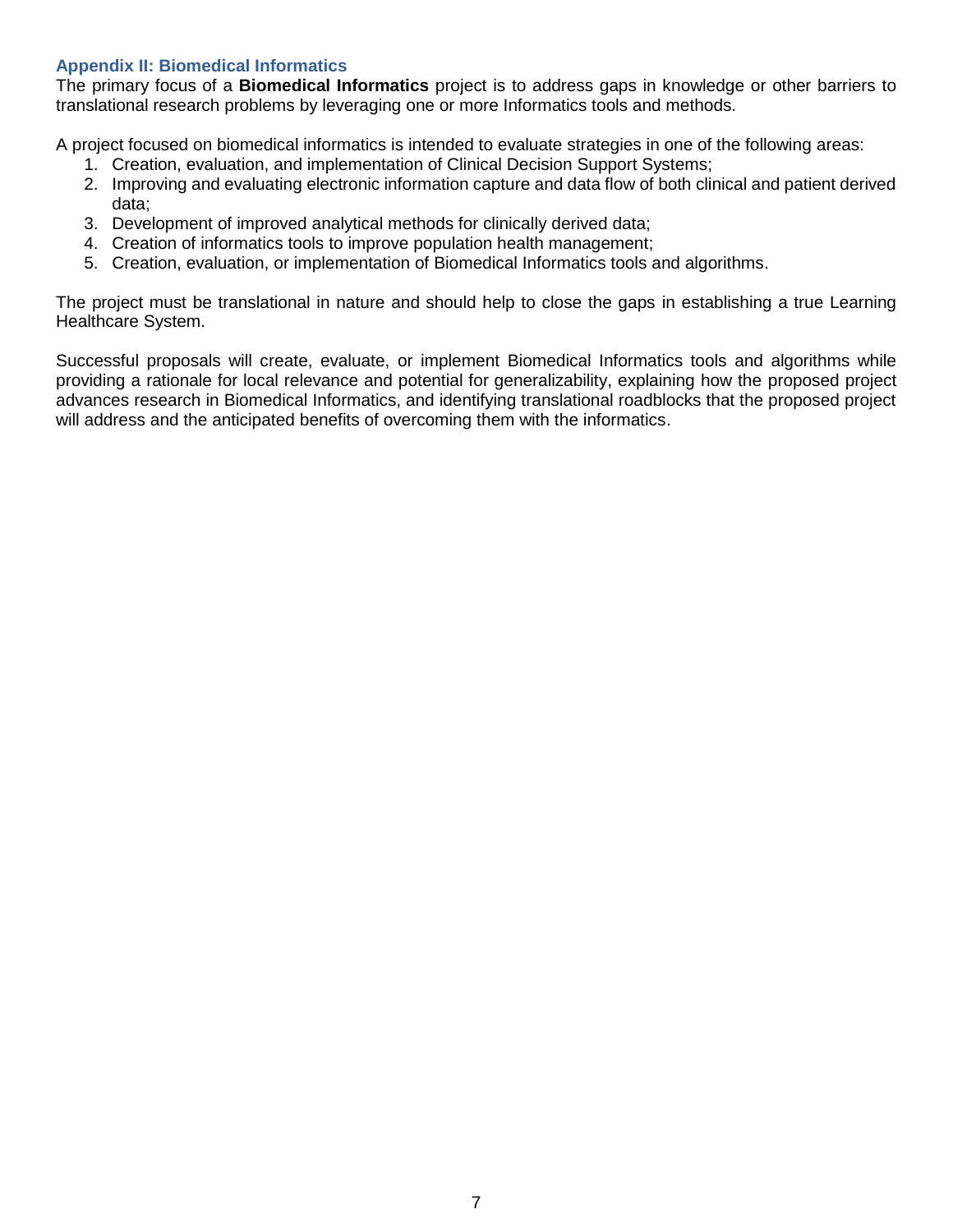## Appendix II: Biomedical Informatics

The primary focus of a **Biomedical Informatics** project is to address gaps in knowledge or other barriers to translational research problems by leveraging one or more Informatics tools and methods.

A project focused on biomedical informatics is intended to evaluate strategies in one of the following areas:

1. Creation, evaluation, and implementation of Clinical Decision Support Systems;
2. Improving and evaluating electronic information capture and data flow of both clinical and patient derived data;
3. Development of improved analytical methods for clinically derived data;
4. Creation of informatics tools to improve population health management;
5. Creation, evaluation, or implementation of Biomedical Informatics tools and algorithms.

The project must be translational in nature and should help to close the gaps in establishing a true Learning Healthcare System.

Successful proposals will create, evaluate, or implement Biomedical Informatics tools and algorithms while providing a rationale for local relevance and potential for generalizability, explaining how the proposed project advances research in Biomedical Informatics, and identifying translational roadblocks that the proposed project will address and the anticipated benefits of overcoming them with the informatics.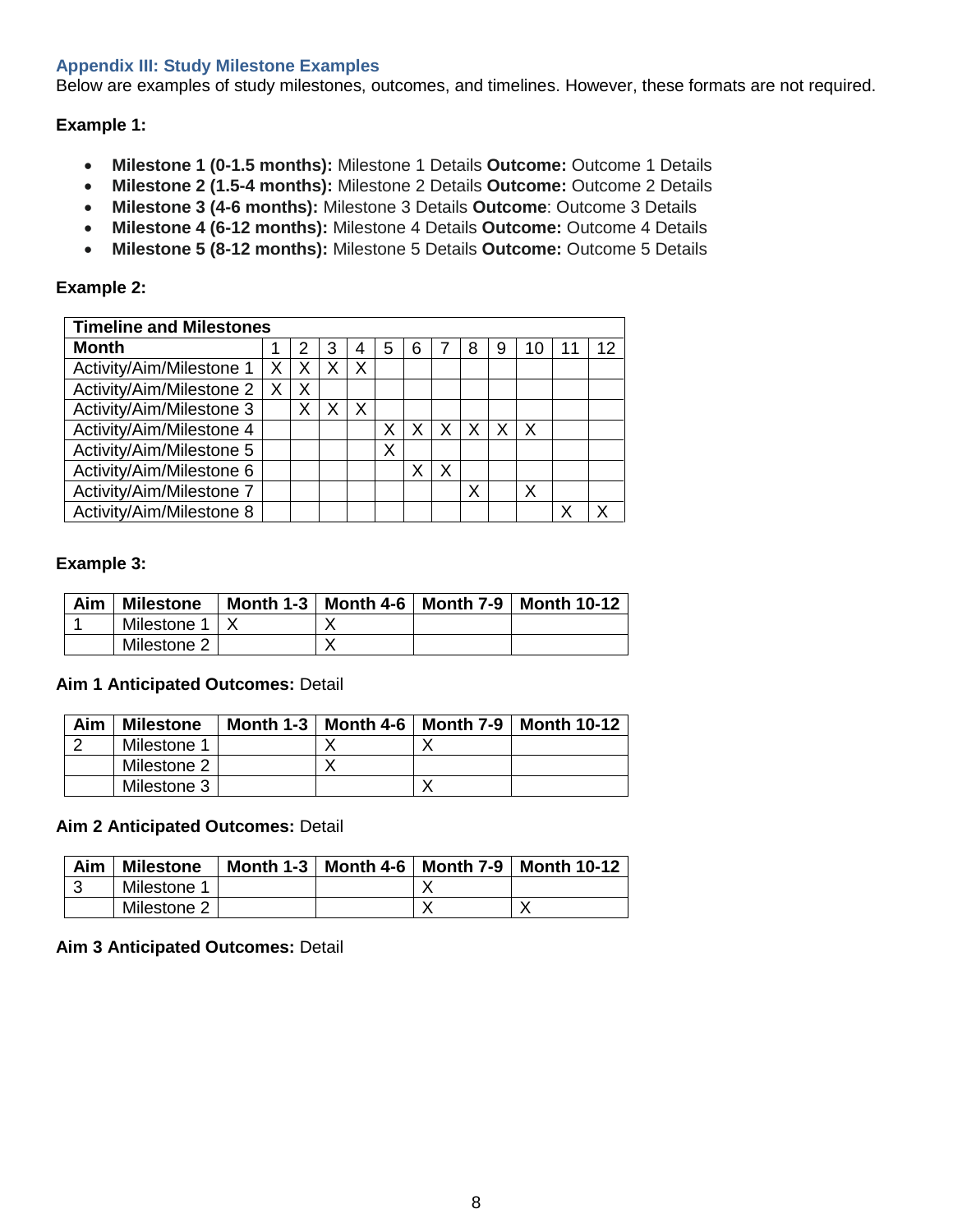## Appendix III: Study Milestone Examples

Below are examples of study milestones, outcomes, and timelines. However, these formats are not required.

**Example 1:**

- **Milestone 1 (0-1.5 months):** Milestone 1 Details **Outcome:** Outcome 1 Details
- **Milestone 2 (1.5-4 months):** Milestone 2 Details **Outcome:** Outcome 2 Details
- **Milestone 3 (4-6 months):** Milestone 3 Details **Outcome**: Outcome 3 Details
- **Milestone 4 (6-12 months):** Milestone 4 Details **Outcome:** Outcome 4 Details
- **Milestone 5 (8-12 months):** Milestone 5 Details **Outcome:** Outcome 5 Details

**Example 2:**

| **Timeline and Milestones** | | | | | | | | | | | | |
|---|---|---|---|---|---|---|---|---|---|---|---|---|
| **Month** | 1 | 2 | 3 | 4 | 5 | 6 | 7 | 8 | 9 | 10 | 11 | 12 |
| Activity/Aim/Milestone 1 | X | X | X | X | | | | | | | | |
| Activity/Aim/Milestone 2 | X | X | | | | | | | | | | |
| Activity/Aim/Milestone 3 | | X | X | X | | | | | | | | |
| Activity/Aim/Milestone 4 | | | | | X | X | X | X | X | X | | |
| Activity/Aim/Milestone 5 | | | | | X | | | | | | | |
| Activity/Aim/Milestone 6 | | | | | | X | X | | | | | |
| Activity/Aim/Milestone 7 | | | | | | | | X | | X | | |
| Activity/Aim/Milestone 8 | | | | | | | | | | | X | X |

**Example 3:**

| **Aim** | **Milestone** | **Month 1-3** | **Month 4-6** | **Month 7-9** | **Month 10-12** |
|---|---|---|---|---|---|
| 1 | Milestone 1 | X | X | | |
| | Milestone 2 | | X | | |

**Aim 1 Anticipated Outcomes:** Detail

| **Aim** | **Milestone** | **Month 1-3** | **Month 4-6** | **Month 7-9** | **Month 10-12** |
|---|---|---|---|---|---|
| 2 | Milestone 1 | | X | X | |
| | Milestone 2 | | X | | |
| | Milestone 3 | | | X | |

**Aim 2 Anticipated Outcomes:** Detail

| **Aim** | **Milestone** | **Month 1-3** | **Month 4-6** | **Month 7-9** | **Month 10-12** |
|---|---|---|---|---|---|
| 3 | Milestone 1 | | | X | |
| | Milestone 2 | | | X | X |

**Aim 3 Anticipated Outcomes:** Detail